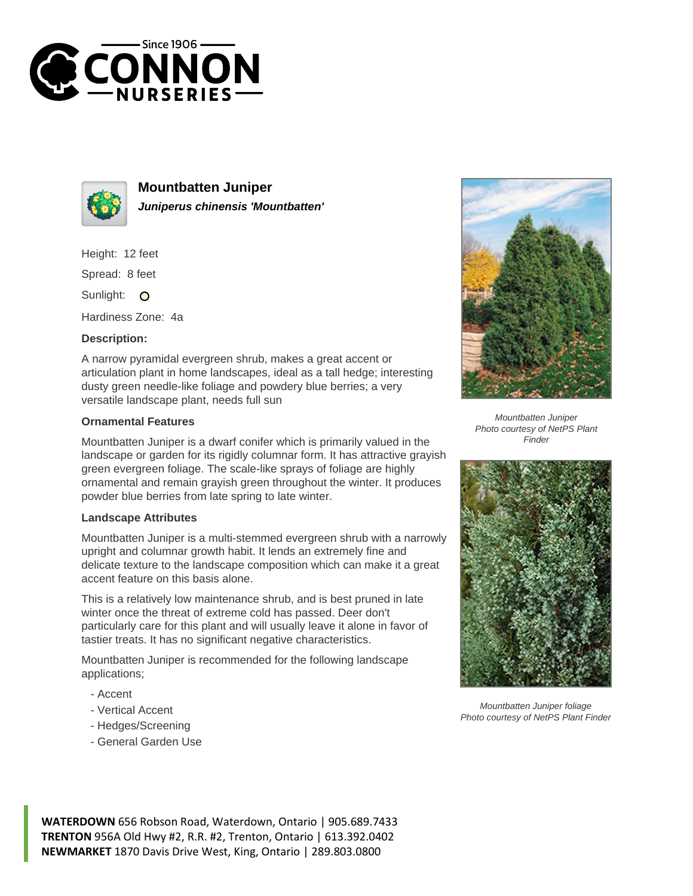# Mountbatten Juniper

***Juniperus chinensis 'Mountbatten'***

Height: 12 feet

Spread: 8 feet

Sunlight:

Hardiness Zone: 4a

### Description:

A narrow pyramidal evergreen shrub, makes a great accent or articulation plant in home landscapes, ideal as a tall hedge; interesting dusty green needle-like foliage and powdery blue berries; a very versatile landscape plant, needs full sun

### Ornamental Features

Mountbatten Juniper is a dwarf conifer which is primarily valued in the landscape or garden for its rigidly columnar form. It has attractive grayish green evergreen foliage. The scale-like sprays of foliage are highly ornamental and remain grayish green throughout the winter. It produces powder blue berries from late spring to late winter.

### Landscape Attributes

Mountbatten Juniper is a multi-stemmed evergreen shrub with a narrowly upright and columnar growth habit. It lends an extremely fine and delicate texture to the landscape composition which can make it a great accent feature on this basis alone.

This is a relatively low maintenance shrub, and is best pruned in late winter once the threat of extreme cold has passed. Deer don't particularly care for this plant and will usually leave it alone in favor of tastier treats. It has no significant negative characteristics.

Mountbatten Juniper is recommended for the following landscape applications;

- Accent
- Vertical Accent
- Hedges/Screening
- General Garden Use

*Mountbatten Juniper*
*Photo courtesy of NetPS Plant Finder*

*Mountbatten Juniper foliage*
*Photo courtesy of NetPS Plant Finder*

**WATERDOWN** 656 Robson Road, Waterdown, Ontario | 905.689.7433
**TRENTON** 956A Old Hwy #2, R.R. #2, Trenton, Ontario | 613.392.0402
**NEWMARKET** 1870 Davis Drive West, King, Ontario | 289.803.0800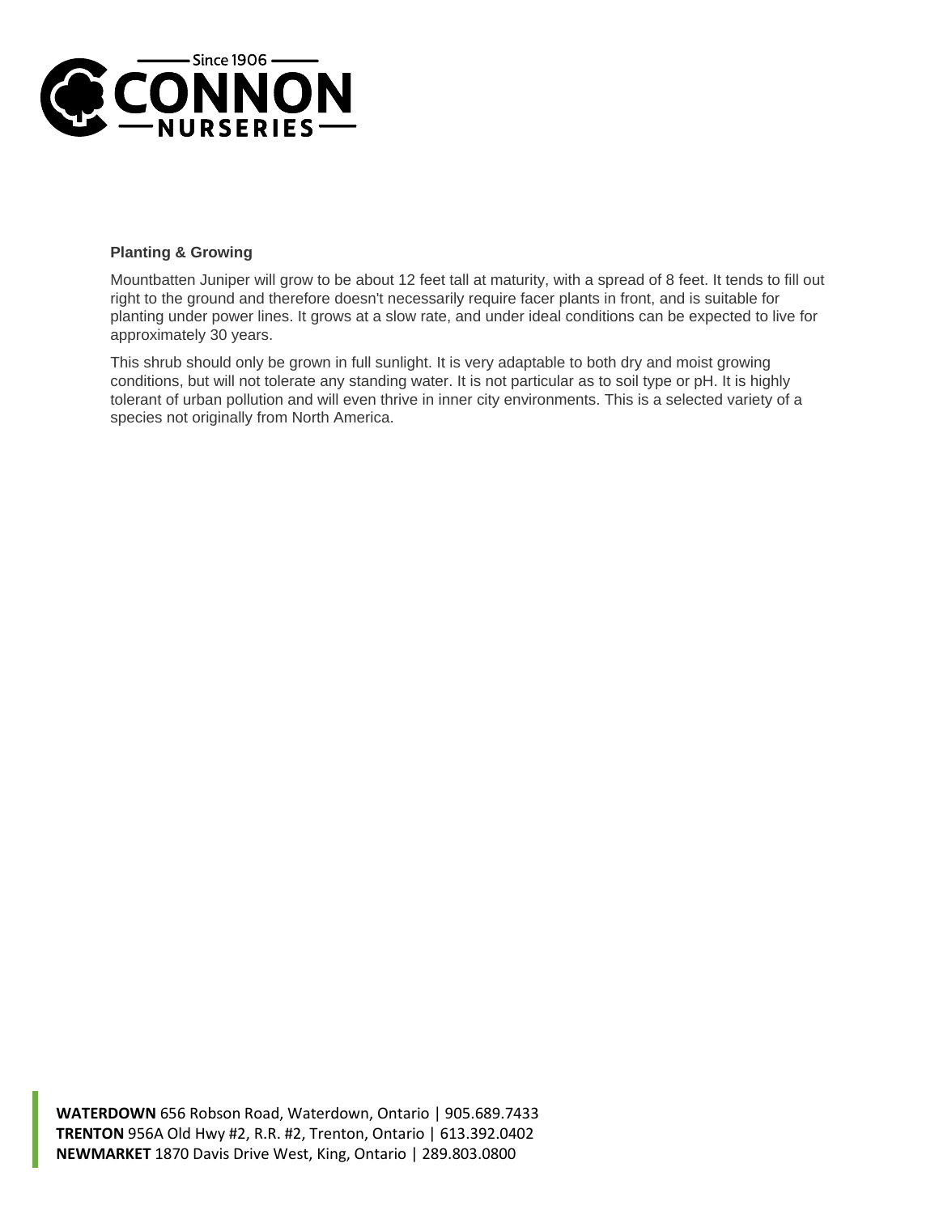### Planting & Growing

Mountbatten Juniper will grow to be about 12 feet tall at maturity, with a spread of 8 feet. It tends to fill out right to the ground and therefore doesn't necessarily require facer plants in front, and is suitable for planting under power lines. It grows at a slow rate, and under ideal conditions can be expected to live for approximately 30 years.

This shrub should only be grown in full sunlight. It is very adaptable to both dry and moist growing conditions, but will not tolerate any standing water. It is not particular as to soil type or pH. It is highly tolerant of urban pollution and will even thrive in inner city environments. This is a selected variety of a species not originally from North America.